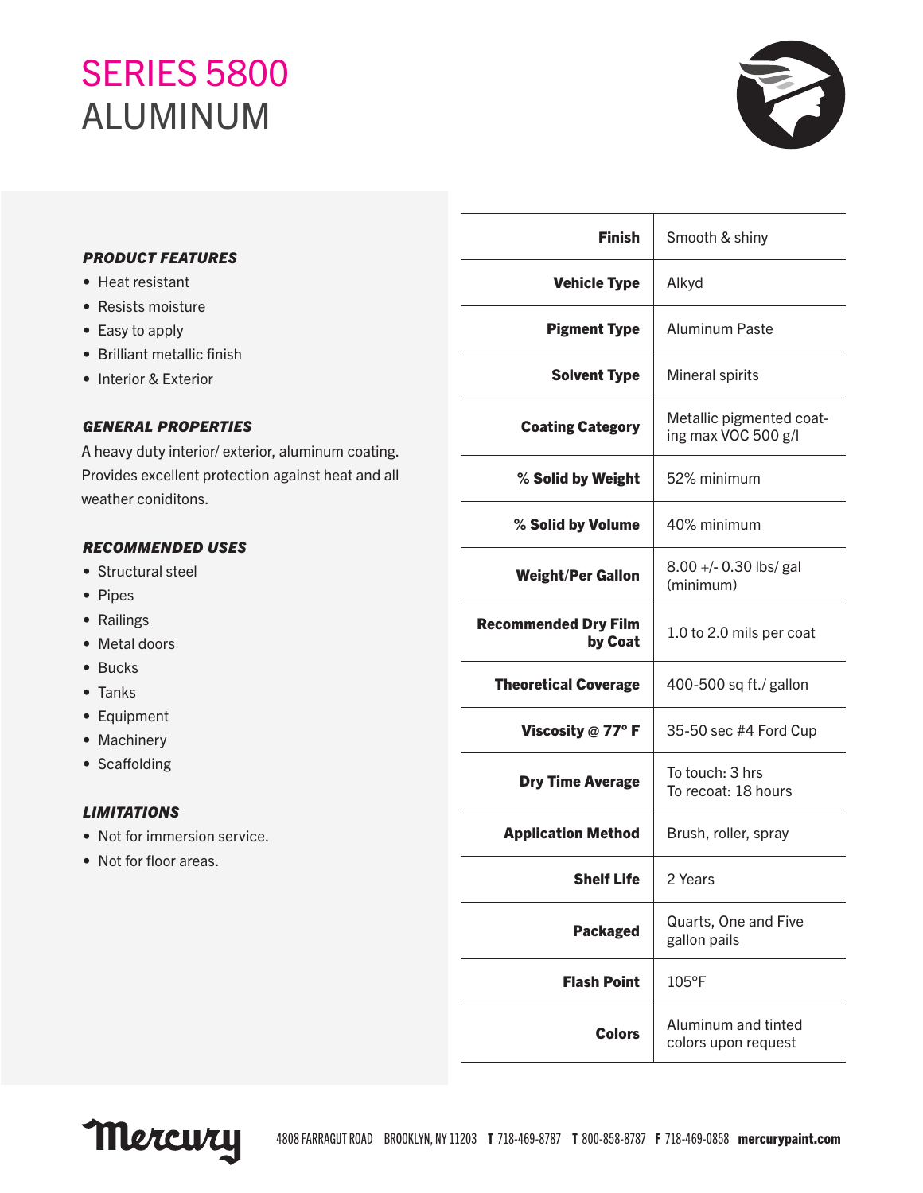# SERIES 5800
# ALUMINUM

### PRODUCT FEATURES

- Heat resistant
- Resists moisture
- Easy to apply
- Brilliant metallic finish
- Interior & Exterior

### GENERAL PROPERTIES

A heavy duty interior/ exterior, aluminum coating. Provides excellent protection against heat and all weather coniditons.

### RECOMMENDED USES

- Structural steel
- Pipes
- Railings
- Metal doors
- Bucks
- Tanks
- Equipment
- Machinery
- Scaffolding

### LIMITATIONS

- Not for immersion service.
- Not for floor areas.

| | |
|---|---|
| **Finish** | Smooth & shiny |
| **Vehicle Type** | Alkyd |
| **Pigment Type** | Aluminum Paste |
| **Solvent Type** | Mineral spirits |
| **Coating Category** | Metallic pigmented coating max VOC 500 g/l |
| **% Solid by Weight** | 52% minimum |
| **% Solid by Volume** | 40% minimum |
| **Weight/Per Gallon** | 8.00 +/- 0.30 lbs/ gal (minimum) |
| **Recommended Dry Film by Coat** | 1.0 to 2.0 mils per coat |
| **Theoretical Coverage** | 400-500 sq ft./ gallon |
| **Viscosity @ 77° F** | 35-50 sec #4 Ford Cup |
| **Dry Time Average** | To touch: 3 hrs<br>To recoat: 18 hours |
| **Application Method** | Brush, roller, spray |
| **Shelf Life** | 2 Years |
| **Packaged** | Quarts, One and Five gallon pails |
| **Flash Point** | 105°F |
| **Colors** | Aluminum and tinted colors upon request |

Mercury

4808 FARRAGUT ROAD BROOKLYN, NY 11203 **T** 718-469-8787 **T** 800-858-8787 **F** 718-469-0858 **mercurypaint.com**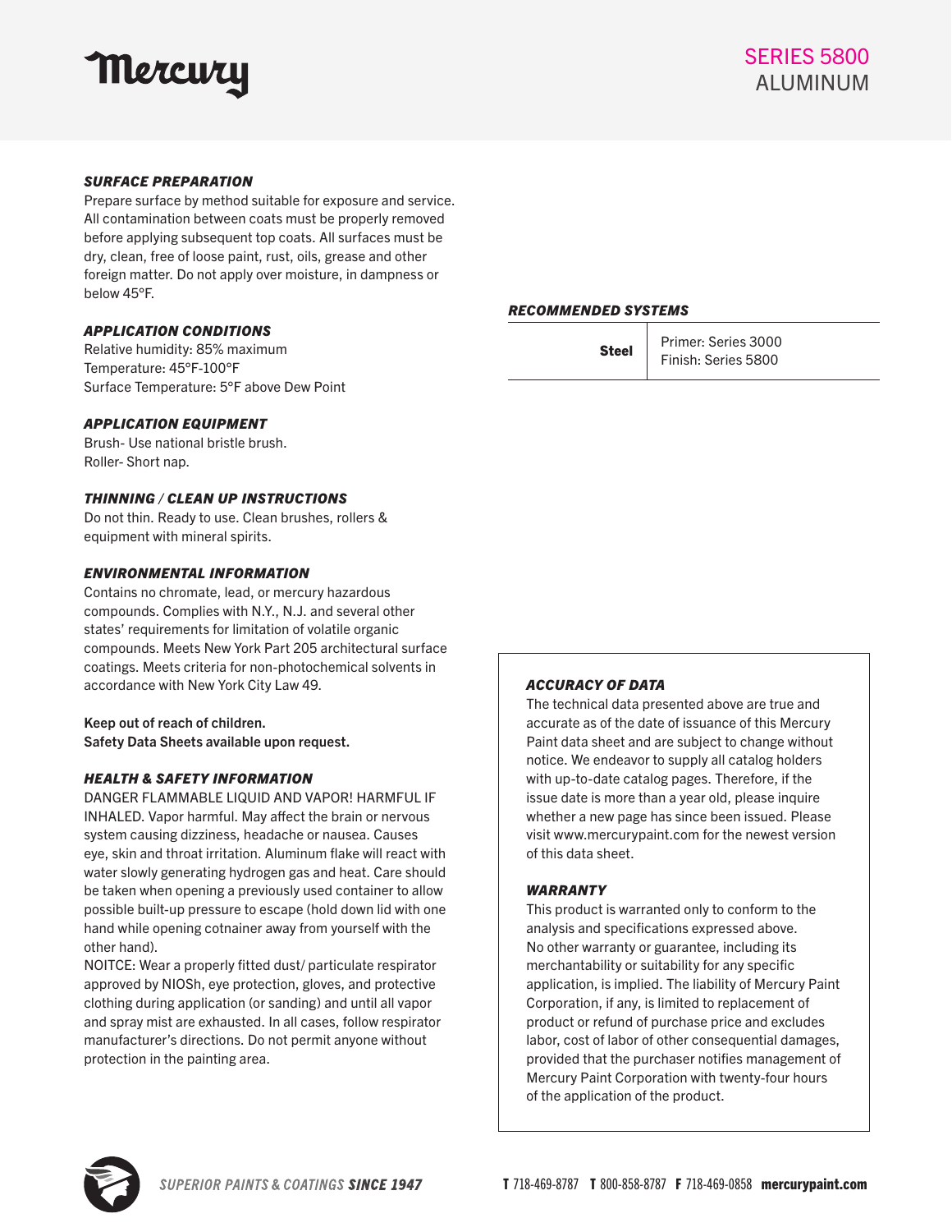# SERIES 5800
ALUMINUM

### *SURFACE PREPARATION*

Prepare surface by method suitable for exposure and service. All contamination between coats must be properly removed before applying subsequent top coats. All surfaces must be dry, clean, free of loose paint, rust, oils, grease and other foreign matter. Do not apply over moisture, in dampness or below 45°F.

### *APPLICATION CONDITIONS*

Relative humidity: 85% maximum
Temperature: 45°F-100°F
Surface Temperature: 5°F above Dew Point

### *APPLICATION EQUIPMENT*

Brush- Use national bristle brush.
Roller- Short nap.

### *THINNING / CLEAN UP INSTRUCTIONS*

Do not thin. Ready to use. Clean brushes, rollers & equipment with mineral spirits.

### *ENVIRONMENTAL INFORMATION*

Contains no chromate, lead, or mercury hazardous compounds. Complies with N.Y., N.J. and several other states' requirements for limitation of volatile organic compounds. Meets New York Part 205 architectural surface coatings. Meets criteria for non-photochemical solvents in accordance with New York City Law 49.

**Keep out of reach of children.**
**Safety Data Sheets available upon request.**

### *HEALTH & SAFETY INFORMATION*

DANGER FLAMMABLE LIQUID AND VAPOR! HARMFUL IF INHALED. Vapor harmful. May affect the brain or nervous system causing dizziness, headache or nausea. Causes eye, skin and throat irritation. Aluminum flake will react with water slowly generating hydrogen gas and heat. Care should be taken when opening a previously used container to allow possible built-up pressure to escape (hold down lid with one hand while opening cotnainer away from yourself with the other hand).
NOITCE: Wear a properly fitted dust/ particulate respirator approved by NIOSh, eye protection, gloves, and protective clothing during application (or sanding) and until all vapor and spray mist are exhausted. In all cases, follow respirator manufacturer's directions. Do not permit anyone without protection in the painting area.

### *RECOMMENDED SYSTEMS*

| | |
|---|---|
| **Steel** | Primer: Series 3000<br>Finish: Series 5800 |

### *ACCURACY OF DATA*

The technical data presented above are true and accurate as of the date of issuance of this Mercury Paint data sheet and are subject to change without notice. We endeavor to supply all catalog holders with up-to-date catalog pages. Therefore, if the issue date is more than a year old, please inquire whether a new page has since been issued. Please visit www.mercurypaint.com for the newest version of this data sheet.

### *WARRANTY*

This product is warranted only to conform to the analysis and specifications expressed above. No other warranty or guarantee, including its merchantability or suitability for any specific application, is implied. The liability of Mercury Paint Corporation, if any, is limited to replacement of product or refund of purchase price and excludes labor, cost of labor of other consequential damages, provided that the purchaser notifies management of Mercury Paint Corporation with twenty-four hours of the application of the product.